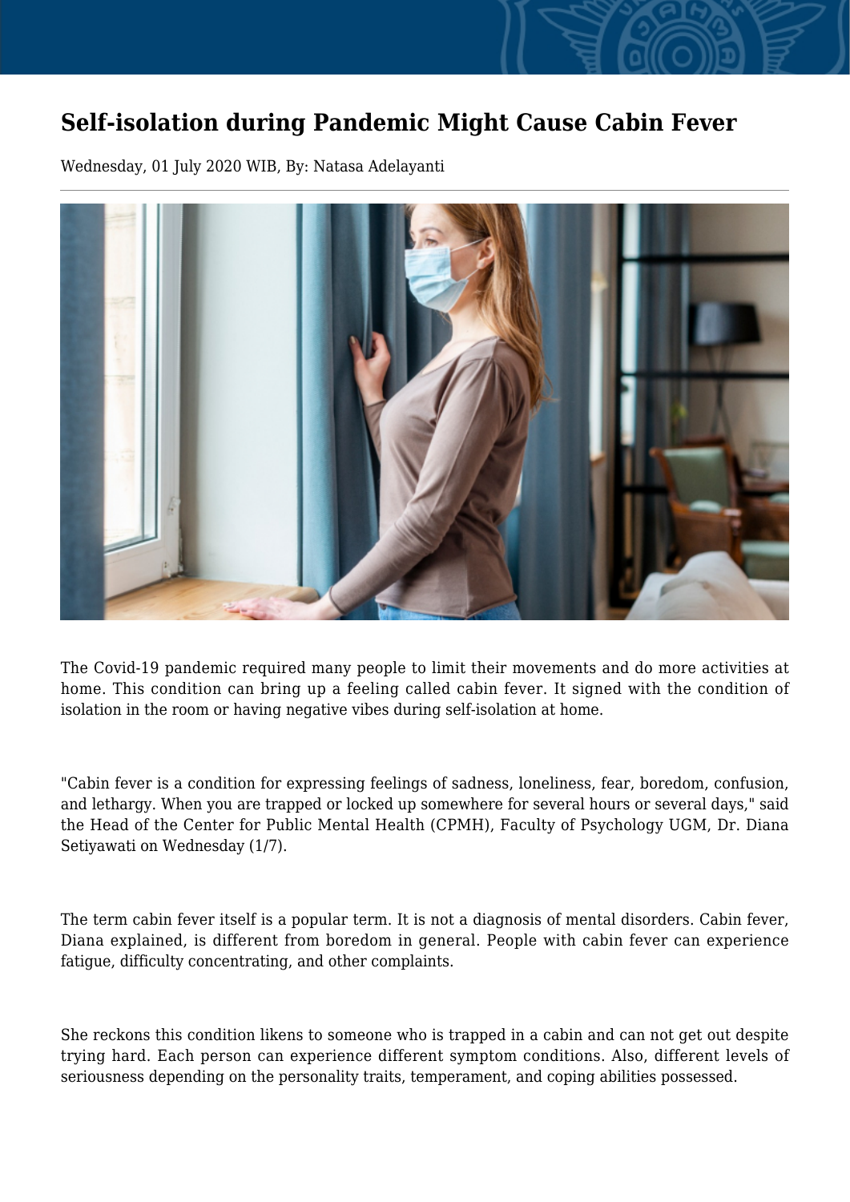# Self-isolation during Pandemic Might Cause Cabin Fever

Wednesday, 01 July 2020 WIB, By: Natasa Adelayanti

The Covid-19 pandemic required many people to limit their movements and do more activities at home. This condition can bring up a feeling called cabin fever. It signed with the condition of isolation in the room or having negative vibes during self-isolation at home.

"Cabin fever is a condition for expressing feelings of sadness, loneliness, fear, boredom, confusion, and lethargy. When you are trapped or locked up somewhere for several hours or several days," said the Head of the Center for Public Mental Health (CPMH), Faculty of Psychology UGM, Dr. Diana Setiyawati on Wednesday (1/7).

The term cabin fever itself is a popular term. It is not a diagnosis of mental disorders. Cabin fever, Diana explained, is different from boredom in general. People with cabin fever can experience fatigue, difficulty concentrating, and other complaints.

She reckons this condition likens to someone who is trapped in a cabin and can not get out despite trying hard. Each person can experience different symptom conditions. Also, different levels of seriousness depending on the personality traits, temperament, and coping abilities possessed.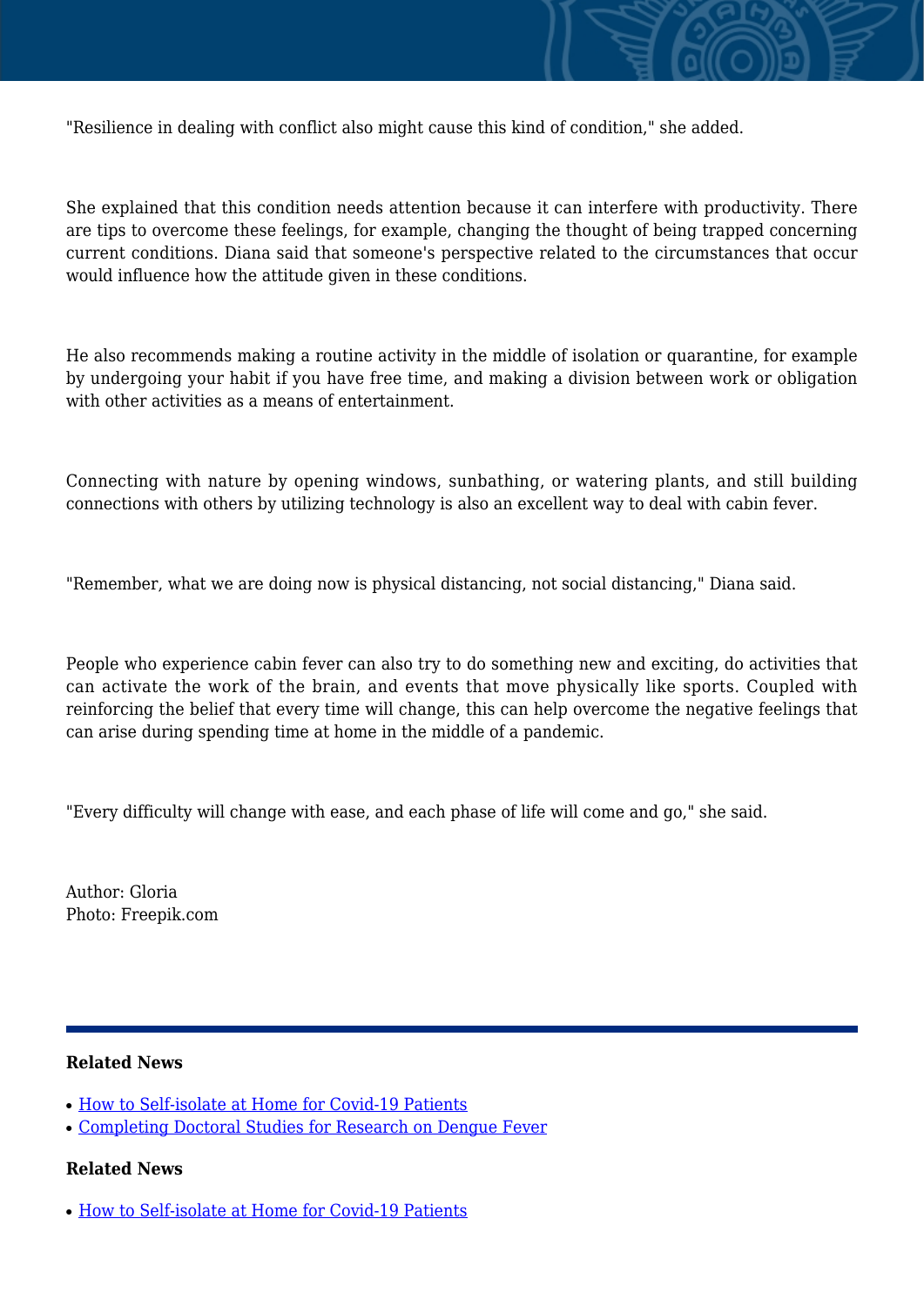"Resilience in dealing with conflict also might cause this kind of condition," she added.

She explained that this condition needs attention because it can interfere with productivity. There are tips to overcome these feelings, for example, changing the thought of being trapped concerning current conditions. Diana said that someone's perspective related to the circumstances that occur would influence how the attitude given in these conditions.

He also recommends making a routine activity in the middle of isolation or quarantine, for example by undergoing your habit if you have free time, and making a division between work or obligation with other activities as a means of entertainment.

Connecting with nature by opening windows, sunbathing, or watering plants, and still building connections with others by utilizing technology is also an excellent way to deal with cabin fever.

"Remember, what we are doing now is physical distancing, not social distancing," Diana said.

People who experience cabin fever can also try to do something new and exciting, do activities that can activate the work of the brain, and events that move physically like sports. Coupled with reinforcing the belief that every time will change, this can help overcome the negative feelings that can arise during spending time at home in the middle of a pandemic.

"Every difficulty will change with ease, and each phase of life will come and go," she said.

Author: Gloria
Photo: Freepik.com

---

**Related News**

- How to Self-isolate at Home for Covid-19 Patients
- Completing Doctoral Studies for Research on Dengue Fever

**Related News**

- How to Self-isolate at Home for Covid-19 Patients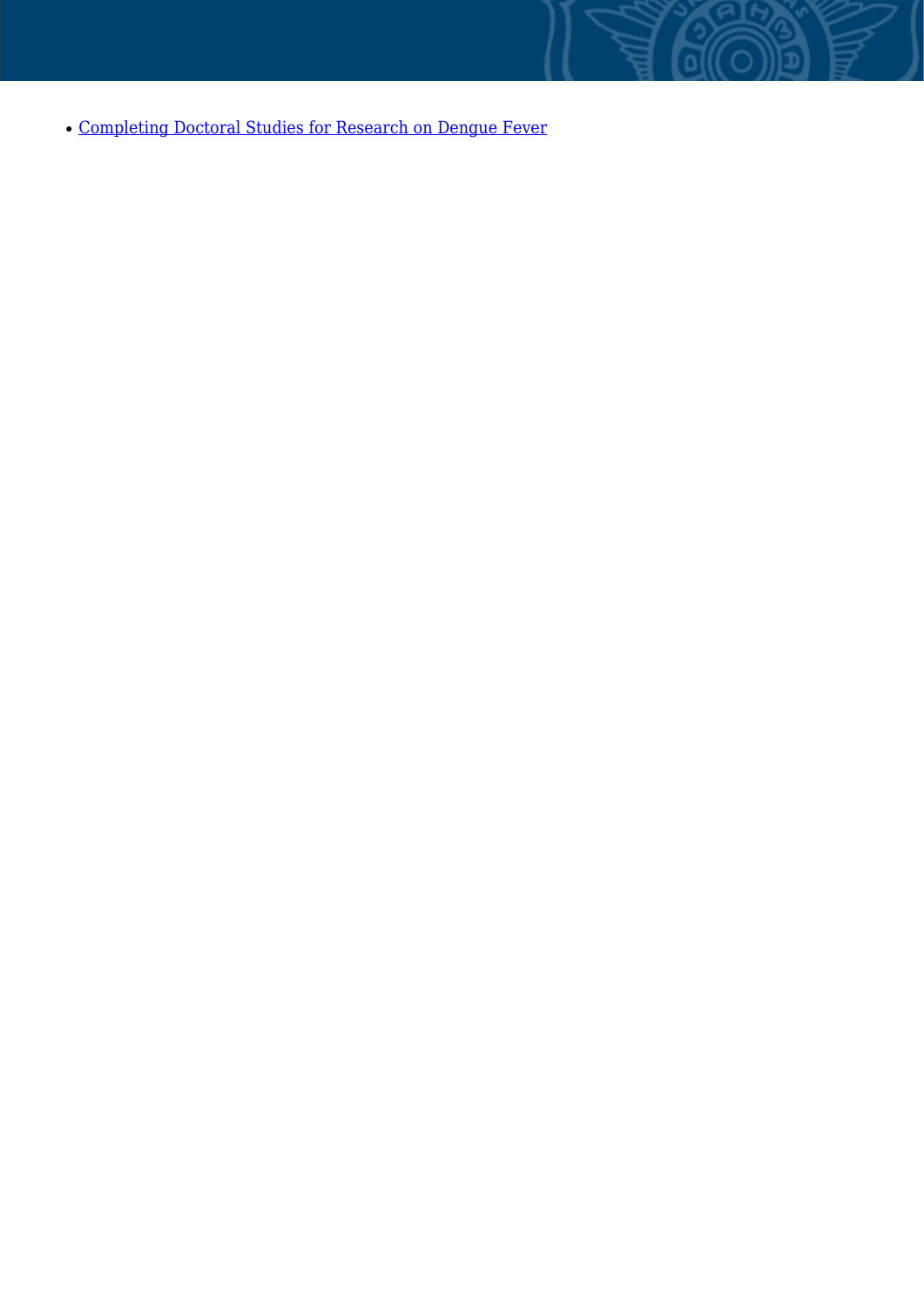- Completing Doctoral Studies for Research on Dengue Fever